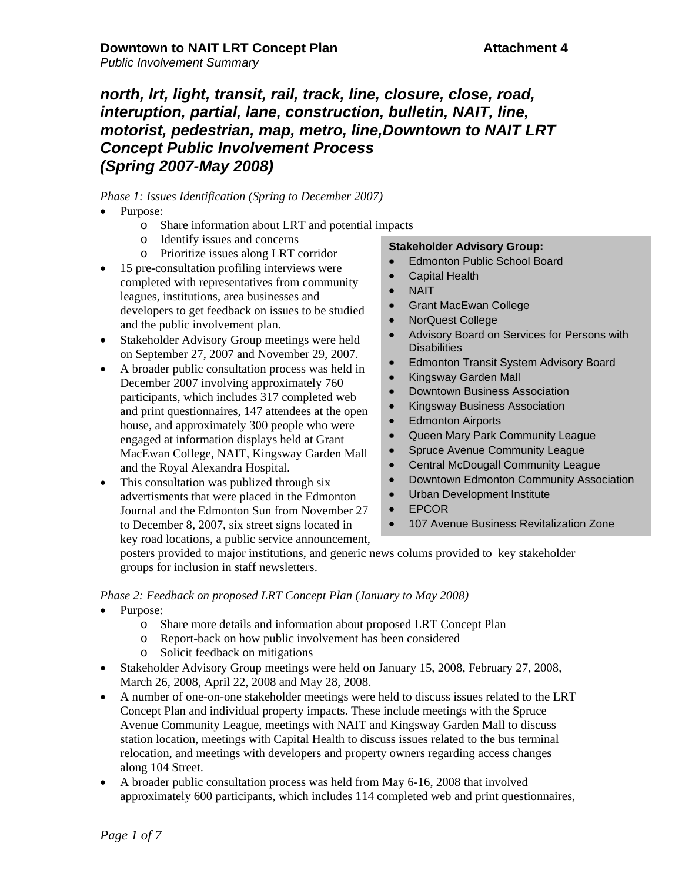## north, lrt, light, transit, rail, track, line, closure, close, road, interuption, partial, lane, construction, bulletin, NAIT, line, motorist, pedestrian, map, metro, line,Downtown to NAIT LRT Concept Public Involvement Process (Spring 2007-May 2008)

*Phase 1: Issues Identification (Spring to December 2007)*

- Purpose:
  - Share information about LRT and potential impacts
  - Identify issues and concerns
  - Prioritize issues along LRT corridor
- 15 pre-consultation profiling interviews were completed with representatives from community leagues, institutions, area businesses and developers to get feedback on issues to be studied and the public involvement plan.
- Stakeholder Advisory Group meetings were held on September 27, 2007 and November 29, 2007.
- A broader public consultation process was held in December 2007 involving approximately 760 participants, which includes 317 completed web and print questionnaires, 147 attendees at the open house, and approximately 300 people who were engaged at information displays held at Grant MacEwan College, NAIT, Kingsway Garden Mall and the Royal Alexandra Hospital.
- This consultation was publized through six advertisments that were placed in the Edmonton Journal and the Edmonton Sun from November 27 to December 8, 2007, six street signs located in key road locations, a public service announcement, posters provided to major institutions, and generic news colums provided to key stakeholder groups for inclusion in staff newsletters.

**Stakeholder Advisory Group:**

- Edmonton Public School Board
- Capital Health
- NAIT
- Grant MacEwan College
- NorQuest College
- Advisory Board on Services for Persons with Disabilities
- Edmonton Transit System Advisory Board
- Kingsway Garden Mall
- Downtown Business Association
- Kingsway Business Association
- Edmonton Airports
- Queen Mary Park Community League
- Spruce Avenue Community League
- Central McDougall Community League
- Downtown Edmonton Community Association
- Urban Development Institute
- EPCOR
- 107 Avenue Business Revitalization Zone

*Phase 2: Feedback on proposed LRT Concept Plan (January to May 2008)*

- Purpose:
  - Share more details and information about proposed LRT Concept Plan
  - Report-back on how public involvement has been considered
  - Solicit feedback on mitigations
- Stakeholder Advisory Group meetings were held on January 15, 2008, February 27, 2008, March 26, 2008, April 22, 2008 and May 28, 2008.
- A number of one-on-one stakeholder meetings were held to discuss issues related to the LRT Concept Plan and individual property impacts. These include meetings with the Spruce Avenue Community League, meetings with NAIT and Kingsway Garden Mall to discuss station location, meetings with Capital Health to discuss issues related to the bus terminal relocation, and meetings with developers and property owners regarding access changes along 104 Street.
- A broader public consultation process was held from May 6-16, 2008 that involved approximately 600 participants, which includes 114 completed web and print questionnaires,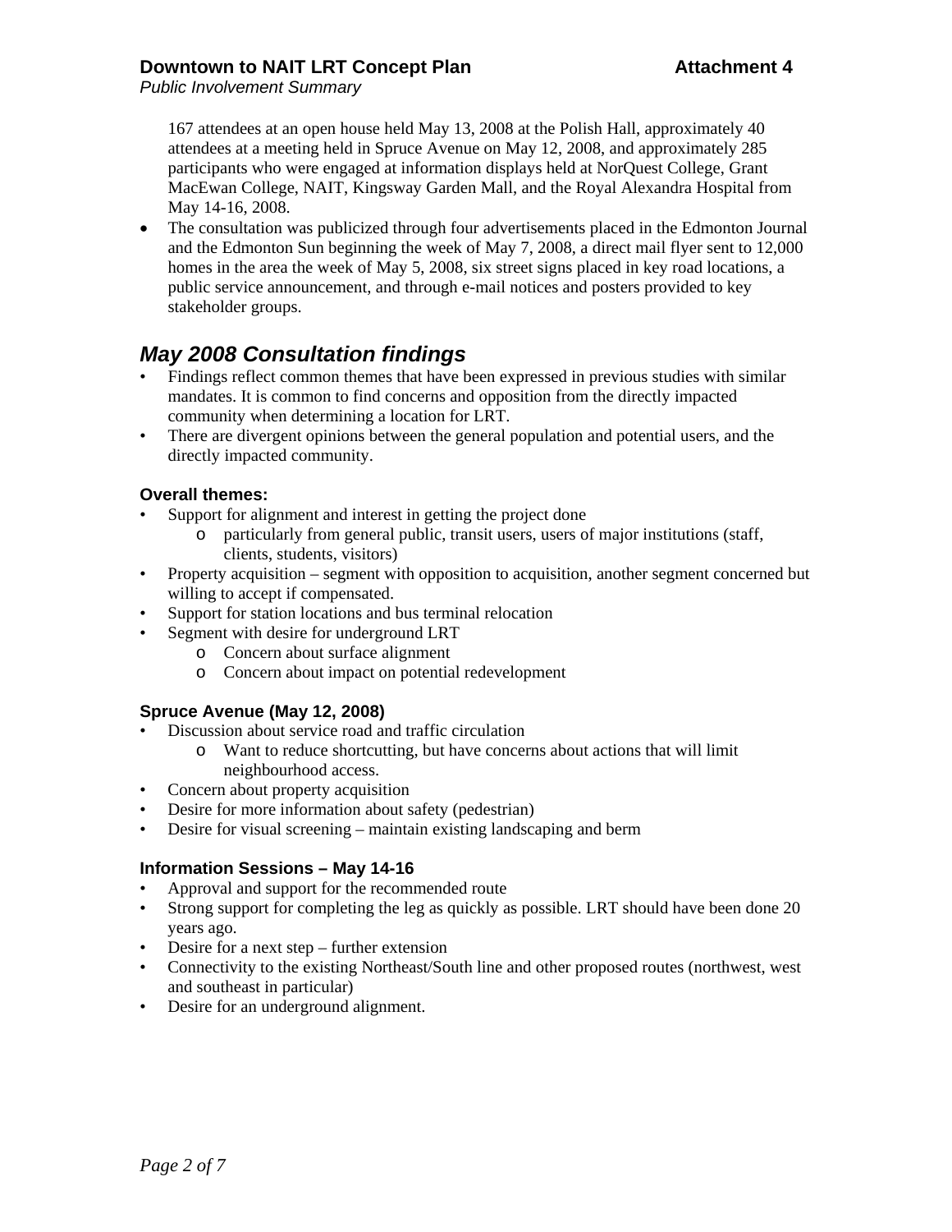167 attendees at an open house held May 13, 2008 at the Polish Hall, approximately 40 attendees at a meeting held in Spruce Avenue on May 12, 2008, and approximately 285 participants who were engaged at information displays held at NorQuest College, Grant MacEwan College, NAIT, Kingsway Garden Mall, and the Royal Alexandra Hospital from May 14-16, 2008.

- The consultation was publicized through four advertisements placed in the Edmonton Journal and the Edmonton Sun beginning the week of May 7, 2008, a direct mail flyer sent to 12,000 homes in the area the week of May 5, 2008, six street signs placed in key road locations, a public service announcement, and through e-mail notices and posters provided to key stakeholder groups.

## *May 2008 Consultation findings*

- Findings reflect common themes that have been expressed in previous studies with similar mandates. It is common to find concerns and opposition from the directly impacted community when determining a location for LRT.
- There are divergent opinions between the general population and potential users, and the directly impacted community.

### Overall themes:

- Support for alignment and interest in getting the project done
  - particularly from general public, transit users, users of major institutions (staff, clients, students, visitors)
- Property acquisition – segment with opposition to acquisition, another segment concerned but willing to accept if compensated.
- Support for station locations and bus terminal relocation
- Segment with desire for underground LRT
  - Concern about surface alignment
  - Concern about impact on potential redevelopment

### Spruce Avenue (May 12, 2008)

- Discussion about service road and traffic circulation
  - Want to reduce shortcutting, but have concerns about actions that will limit neighbourhood access.
- Concern about property acquisition
- Desire for more information about safety (pedestrian)
- Desire for visual screening – maintain existing landscaping and berm

### Information Sessions – May 14-16

- Approval and support for the recommended route
- Strong support for completing the leg as quickly as possible. LRT should have been done 20 years ago.
- Desire for a next step – further extension
- Connectivity to the existing Northeast/South line and other proposed routes (northwest, west and southeast in particular)
- Desire for an underground alignment.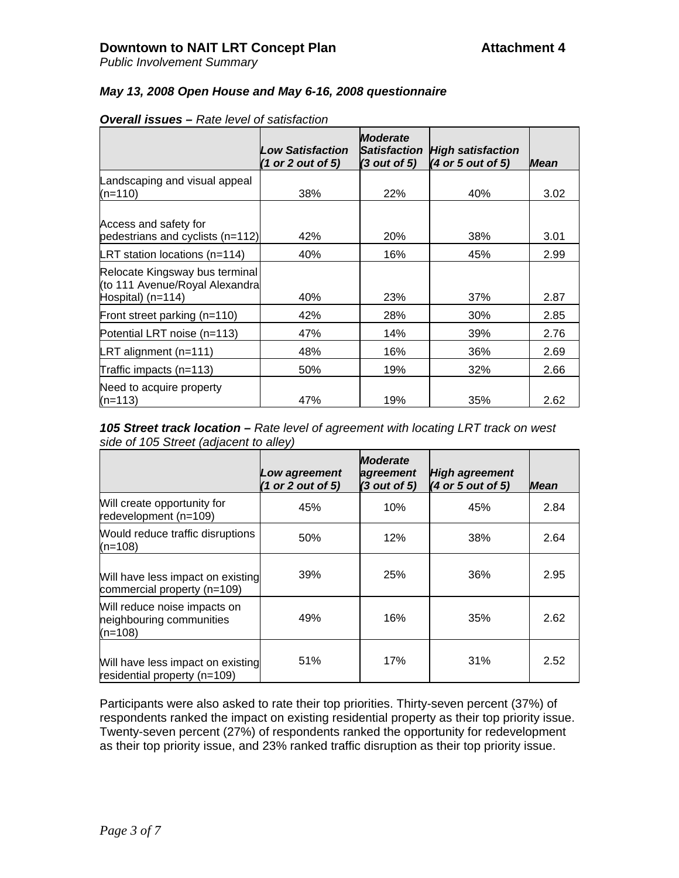**Downtown to NAIT LRT Concept Plan** **Attachment 4**

*Public Involvement Summary*

***May 13, 2008 Open House and May 6-16, 2008 questionnaire***

***Overall issues –*** *Rate level of satisfaction*

| | *Low Satisfaction (1 or 2 out of 5)* | *Moderate Satisfaction (3 out of 5)* | *High satisfaction (4 or 5 out of 5)* | *Mean* |
|---|---|---|---|---|
| Landscaping and visual appeal (n=110) | 38% | 22% | 40% | 3.02 |
| Access and safety for pedestrians and cyclists (n=112) | 42% | 20% | 38% | 3.01 |
| LRT station locations (n=114) | 40% | 16% | 45% | 2.99 |
| Relocate Kingsway bus terminal (to 111 Avenue/Royal Alexandra Hospital) (n=114) | 40% | 23% | 37% | 2.87 |
| Front street parking (n=110) | 42% | 28% | 30% | 2.85 |
| Potential LRT noise (n=113) | 47% | 14% | 39% | 2.76 |
| LRT alignment (n=111) | 48% | 16% | 36% | 2.69 |
| Traffic impacts (n=113) | 50% | 19% | 32% | 2.66 |
| Need to acquire property (n=113) | 47% | 19% | 35% | 2.62 |

***105 Street track location –*** *Rate level of agreement with locating LRT track on west side of 105 Street (adjacent to alley)*

| | *Low agreement (1 or 2 out of 5)* | *Moderate agreement (3 out of 5)* | *High agreement (4 or 5 out of 5)* | *Mean* |
|---|---|---|---|---|
| Will create opportunity for redevelopment (n=109) | 45% | 10% | 45% | 2.84 |
| Would reduce traffic disruptions (n=108) | 50% | 12% | 38% | 2.64 |
| Will have less impact on existing commercial property (n=109) | 39% | 25% | 36% | 2.95 |
| Will reduce noise impacts on neighbouring communities (n=108) | 49% | 16% | 35% | 2.62 |
| Will have less impact on existing residential property (n=109) | 51% | 17% | 31% | 2.52 |

Participants were also asked to rate their top priorities. Thirty-seven percent (37%) of respondents ranked the impact on existing residential property as their top priority issue. Twenty-seven percent (27%) of respondents ranked the opportunity for redevelopment as their top priority issue, and 23% ranked traffic disruption as their top priority issue.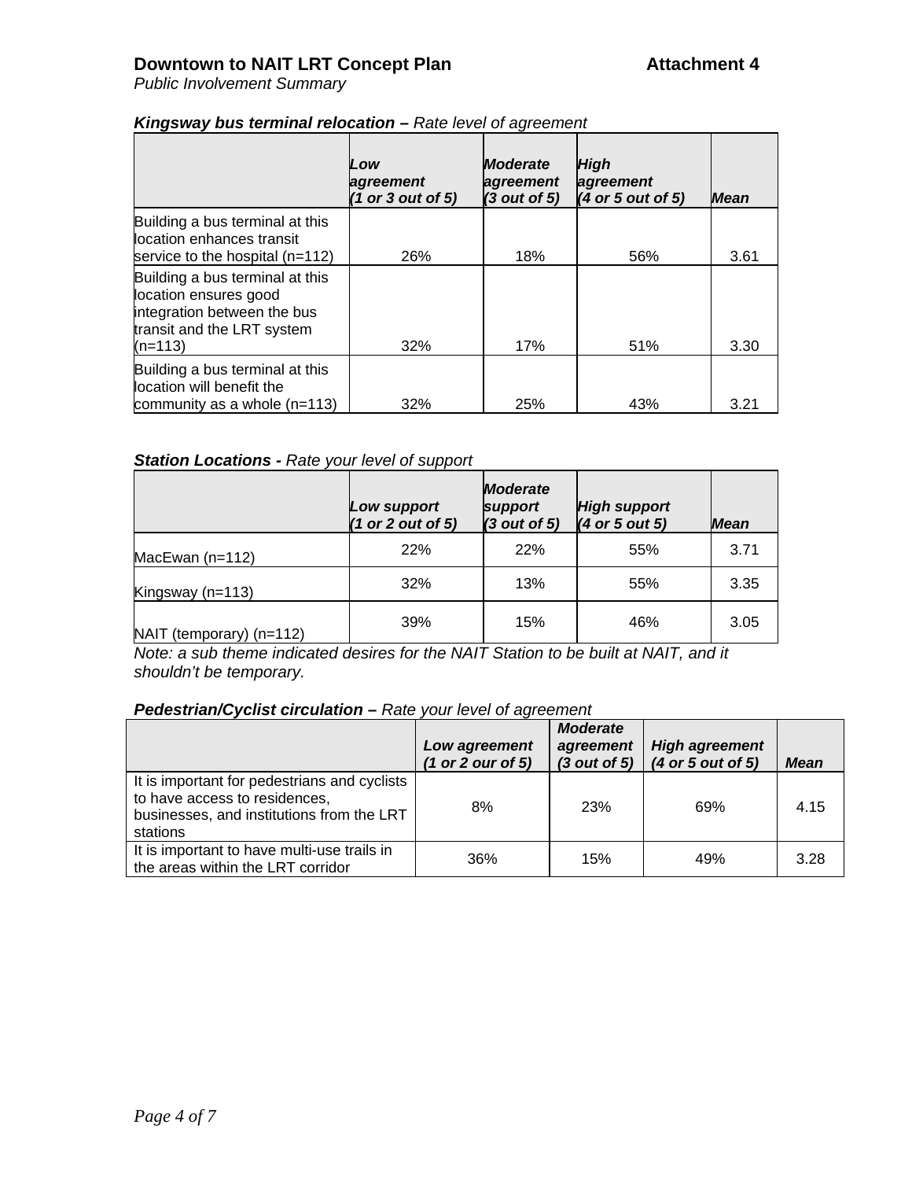**Kingsway bus terminal relocation –** *Rate level of agreement*

| | *Low agreement (1 or 3 out of 5)* | *Moderate agreement (3 out of 5)* | *High agreement (4 or 5 out of 5)* | *Mean* |
|---|---|---|---|---|
| Building a bus terminal at this location enhances transit service to the hospital (n=112) | 26% | 18% | 56% | 3.61 |
| Building a bus terminal at this location ensures good integration between the bus transit and the LRT system (n=113) | 32% | 17% | 51% | 3.30 |
| Building a bus terminal at this location will benefit the community as a whole (n=113) | 32% | 25% | 43% | 3.21 |

**Station Locations -** *Rate your level of support*

| | *Low support (1 or 2 out of 5)* | *Moderate support (3 out of 5)* | *High support (4 or 5 out 5)* | *Mean* |
|---|---|---|---|---|
| MacEwan (n=112) | 22% | 22% | 55% | 3.71 |
| Kingsway (n=113) | 32% | 13% | 55% | 3.35 |
| NAIT (temporary) (n=112) | 39% | 15% | 46% | 3.05 |

*Note: a sub theme indicated desires for the NAIT Station to be built at NAIT, and it shouldn't be temporary.*

**Pedestrian/Cyclist circulation –** *Rate your level of agreement*

| | *Low agreement (1 or 2 our of 5)* | *Moderate agreement (3 out of 5)* | *High agreement (4 or 5 out of 5)* | *Mean* |
|---|---|---|---|---|
| It is important for pedestrians and cyclists to have access to residences, businesses, and institutions from the LRT stations | 8% | 23% | 69% | 4.15 |
| It is important to have multi-use trails in the areas within the LRT corridor | 36% | 15% | 49% | 3.28 |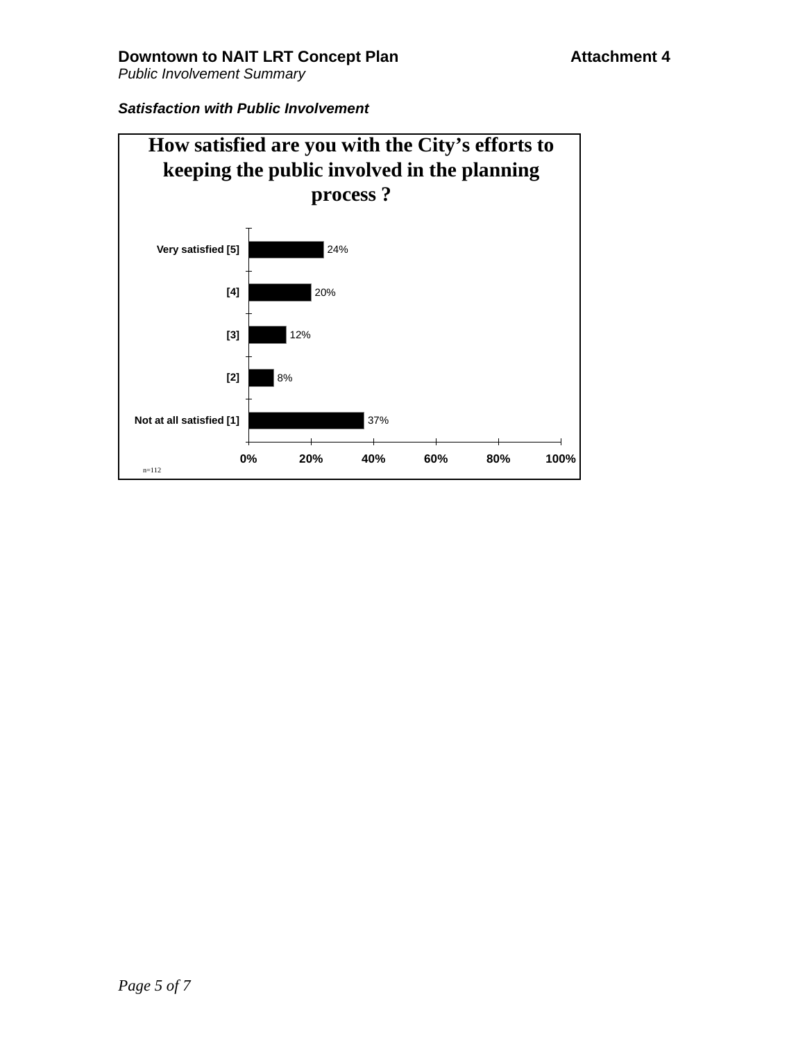***Satisfaction with Public Involvement***

**How satisfied are you with the City's efforts to keeping the public involved in the planning process ?**

| Response | Percentage |
|---|---|
| Very satisfied [5] | 24% |
| [4] | 20% |
| [3] | 12% |
| [2] | 8% |
| Not at all satisfied [1] | 37% |

n=112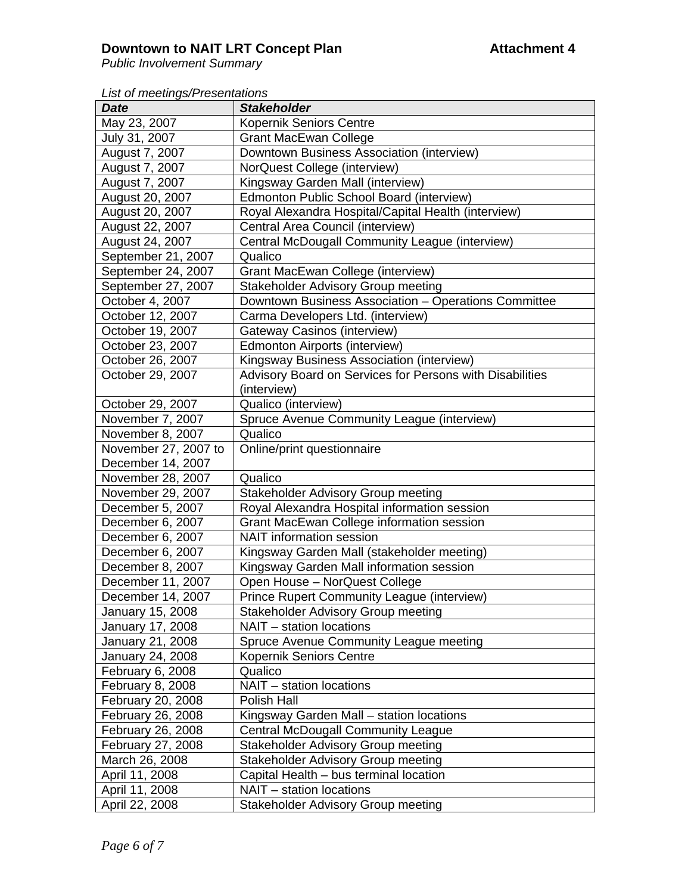**Downtown to NAIT LRT Concept Plan** **Attachment 4**

*Public Involvement Summary*

*List of meetings/Presentations*

| ***Date*** | ***Stakeholder*** |
|---|---|
| May 23, 2007 | Kopernik Seniors Centre |
| July 31, 2007 | Grant MacEwan College |
| August 7, 2007 | Downtown Business Association (interview) |
| August 7, 2007 | NorQuest College (interview) |
| August 7, 2007 | Kingsway Garden Mall (interview) |
| August 20, 2007 | Edmonton Public School Board (interview) |
| August 20, 2007 | Royal Alexandra Hospital/Capital Health (interview) |
| August 22, 2007 | Central Area Council (interview) |
| August 24, 2007 | Central McDougall Community League (interview) |
| September 21, 2007 | Qualico |
| September 24, 2007 | Grant MacEwan College (interview) |
| September 27, 2007 | Stakeholder Advisory Group meeting |
| October 4, 2007 | Downtown Business Association – Operations Committee |
| October 12, 2007 | Carma Developers Ltd. (interview) |
| October 19, 2007 | Gateway Casinos (interview) |
| October 23, 2007 | Edmonton Airports (interview) |
| October 26, 2007 | Kingsway Business Association (interview) |
| October 29, 2007 | Advisory Board on Services for Persons with Disabilities (interview) |
| October 29, 2007 | Qualico (interview) |
| November 7, 2007 | Spruce Avenue Community League (interview) |
| November 8, 2007 | Qualico |
| November 27, 2007 to December 14, 2007 | Online/print questionnaire |
| November 28, 2007 | Qualico |
| November 29, 2007 | Stakeholder Advisory Group meeting |
| December 5, 2007 | Royal Alexandra Hospital information session |
| December 6, 2007 | Grant MacEwan College information session |
| December 6, 2007 | NAIT information session |
| December 6, 2007 | Kingsway Garden Mall (stakeholder meeting) |
| December 8, 2007 | Kingsway Garden Mall information session |
| December 11, 2007 | Open House – NorQuest College |
| December 14, 2007 | Prince Rupert Community League (interview) |
| January 15, 2008 | Stakeholder Advisory Group meeting |
| January 17, 2008 | NAIT – station locations |
| January 21, 2008 | Spruce Avenue Community League meeting |
| January 24, 2008 | Kopernik Seniors Centre |
| February 6, 2008 | Qualico |
| February 8, 2008 | NAIT – station locations |
| February 20, 2008 | Polish Hall |
| February 26, 2008 | Kingsway Garden Mall – station locations |
| February 26, 2008 | Central McDougall Community League |
| February 27, 2008 | Stakeholder Advisory Group meeting |
| March 26, 2008 | Stakeholder Advisory Group meeting |
| April 11, 2008 | Capital Health – bus terminal location |
| April 11, 2008 | NAIT – station locations |
| April 22, 2008 | Stakeholder Advisory Group meeting |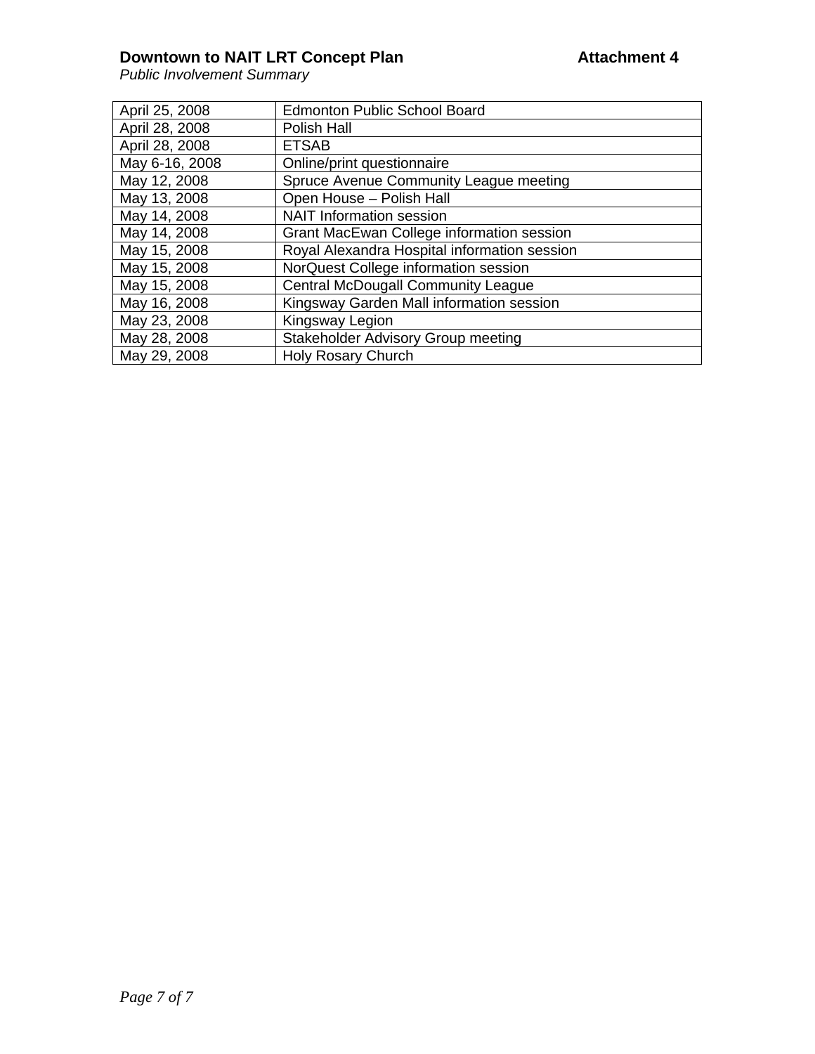| | |
|---|---|
| April 25, 2008 | Edmonton Public School Board |
| April 28, 2008 | Polish Hall |
| April 28, 2008 | ETSAB |
| May 6-16, 2008 | Online/print questionnaire |
| May 12, 2008 | Spruce Avenue Community League meeting |
| May 13, 2008 | Open House – Polish Hall |
| May 14, 2008 | NAIT Information session |
| May 14, 2008 | Grant MacEwan College information session |
| May 15, 2008 | Royal Alexandra Hospital information session |
| May 15, 2008 | NorQuest College information session |
| May 15, 2008 | Central McDougall Community League |
| May 16, 2008 | Kingsway Garden Mall information session |
| May 23, 2008 | Kingsway Legion |
| May 28, 2008 | Stakeholder Advisory Group meeting |
| May 29, 2008 | Holy Rosary Church |